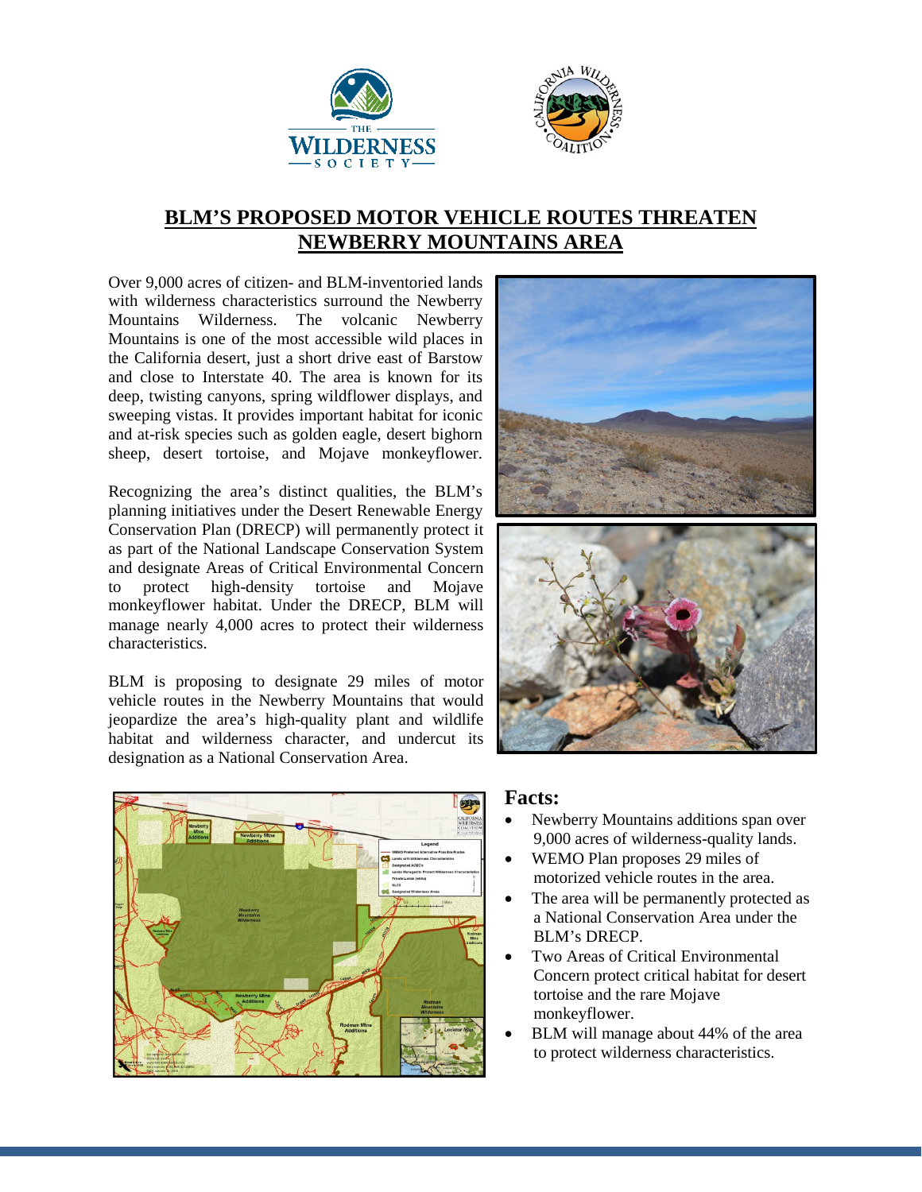# BLM'S PROPOSED MOTOR VEHICLE ROUTES THREATEN NEWBERRY MOUNTAINS AREA

Over 9,000 acres of citizen- and BLM-inventoried lands with wilderness characteristics surround the Newberry Mountains Wilderness. The volcanic Newberry Mountains is one of the most accessible wild places in the California desert, just a short drive east of Barstow and close to Interstate 40. The area is known for its deep, twisting canyons, spring wildflower displays, and sweeping vistas. It provides important habitat for iconic and at-risk species such as golden eagle, desert bighorn sheep, desert tortoise, and Mojave monkeyflower.

Recognizing the area's distinct qualities, the BLM's planning initiatives under the Desert Renewable Energy Conservation Plan (DRECP) will permanently protect it as part of the National Landscape Conservation System and designate Areas of Critical Environmental Concern to protect high-density tortoise and Mojave monkeyflower habitat. Under the DRECP, BLM will manage nearly 4,000 acres to protect their wilderness characteristics.

BLM is proposing to designate 29 miles of motor vehicle routes in the Newberry Mountains that would jeopardize the area's high-quality plant and wildlife habitat and wilderness character, and undercut its designation as a National Conservation Area.

## Facts:

- Newberry Mountains additions span over 9,000 acres of wilderness-quality lands.
- WEMO Plan proposes 29 miles of motorized vehicle routes in the area.
- The area will be permanently protected as a National Conservation Area under the BLM's DRECP.
- Two Areas of Critical Environmental Concern protect critical habitat for desert tortoise and the rare Mojave monkeyflower.
- BLM will manage about 44% of the area to protect wilderness characteristics.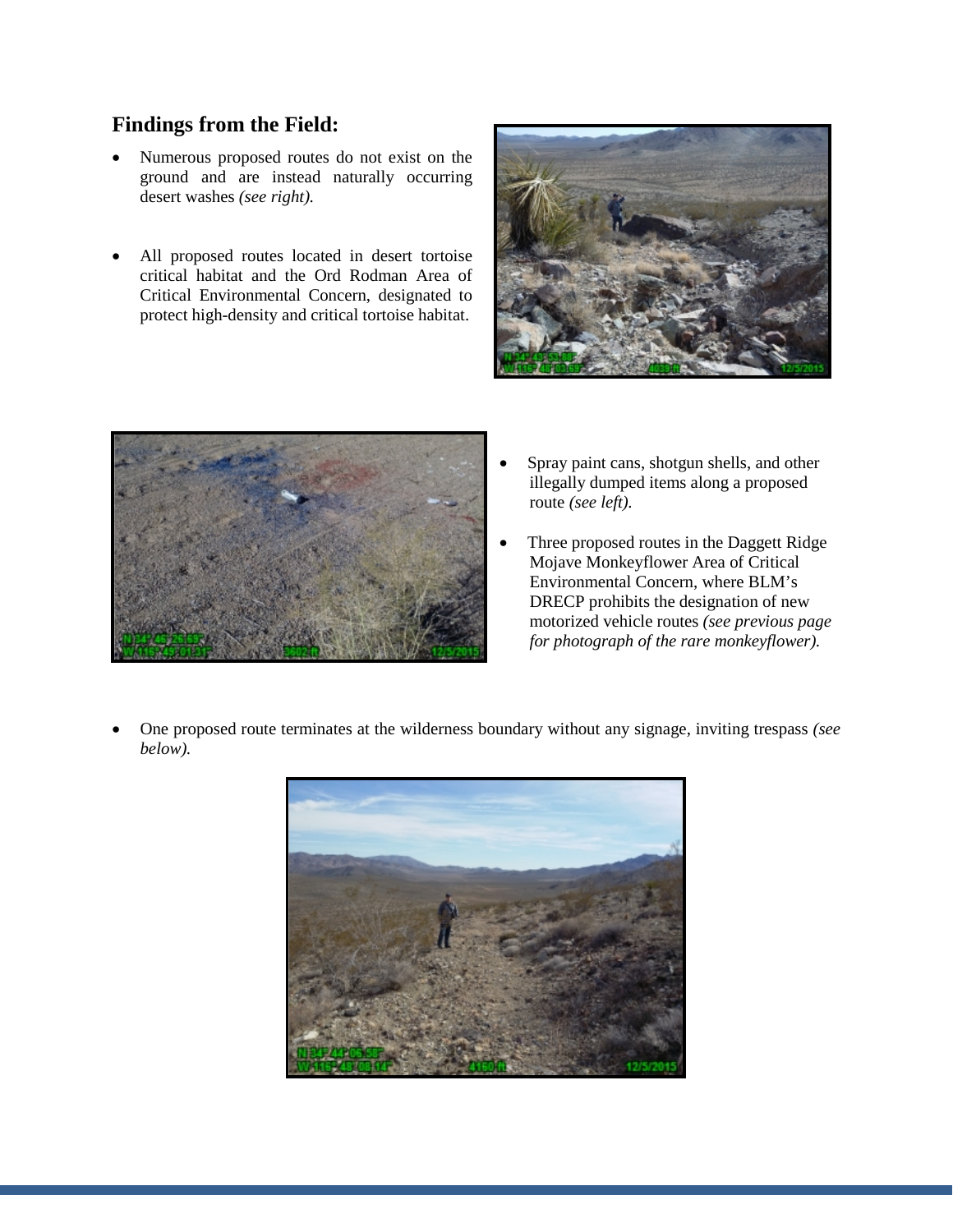## Findings from the Field:

- Numerous proposed routes do not exist on the ground and are instead naturally occurring desert washes *(see right).*

- All proposed routes located in desert tortoise critical habitat and the Ord Rodman Area of Critical Environmental Concern, designated to protect high-density and critical tortoise habitat.

- Spray paint cans, shotgun shells, and other illegally dumped items along a proposed route *(see left).*

- Three proposed routes in the Daggett Ridge Mojave Monkeyflower Area of Critical Environmental Concern, where BLM's DRECP prohibits the designation of new motorized vehicle routes *(see previous page for photograph of the rare monkeyflower).*

- One proposed route terminates at the wilderness boundary without any signage, inviting trespass *(see below).*